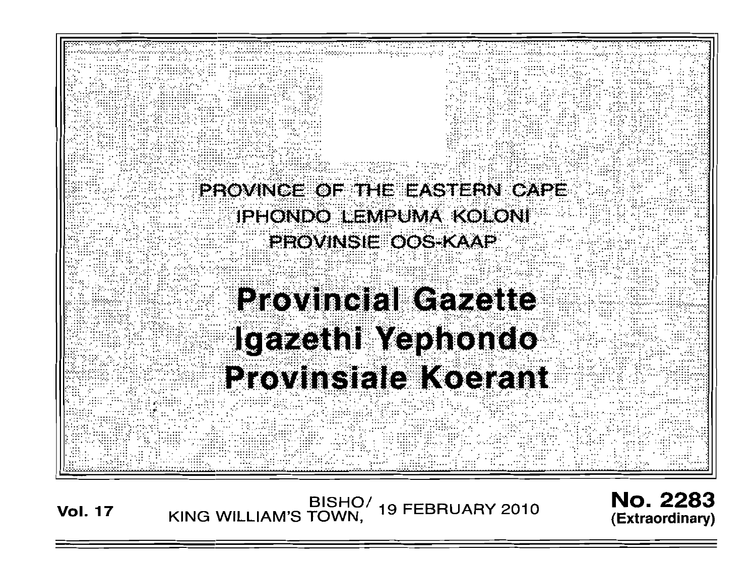PROVINCE OF THE EASTERN CAPE

IPHONDO LEMPUMA KOLONI

PROVINSIE OOS-KAAP

# Provincial Gazette
# Igazethi Yephondo
# Provinsiale Koerant

**Vol. 17** BISHO/ KING WILLIAM'S TOWN, 19 FEBRUARY 2010 **No. 2283 (Extraordinary)**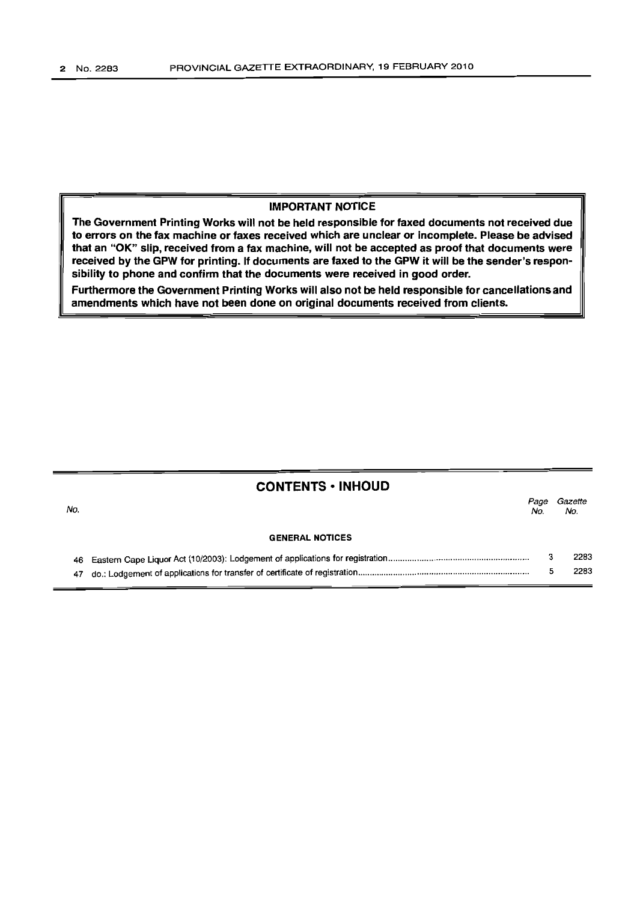**IMPORTANT NOTICE**

**The Government Printing Works will not be held responsible for faxed documents not received due to errors on the fax machine or faxes received which are unclear or incomplete. Please be advised that an "OK" slip, received from a fax machine, will not be accepted as proof that documents were received by the GPW for printing. If documents are faxed to the GPW it will be the sender's responsibility to phone and confirm that the documents were received in good order.**

**Furthermore the Government Printing Works will also not be held responsible for cancellations and amendments which have not been done on original documents received from clients.**

## CONTENTS • INHOUD

| No. | | Page No. | Gazette No. |
|---|---|---|---|
| | **GENERAL NOTICES** | | |
| 46 | Eastern Cape Liquor Act (10/2003): Lodgement of applications for registration | 3 | 2283 |
| 47 | do.: Lodgement of applications for transfer of certificate of registration | 5 | 2283 |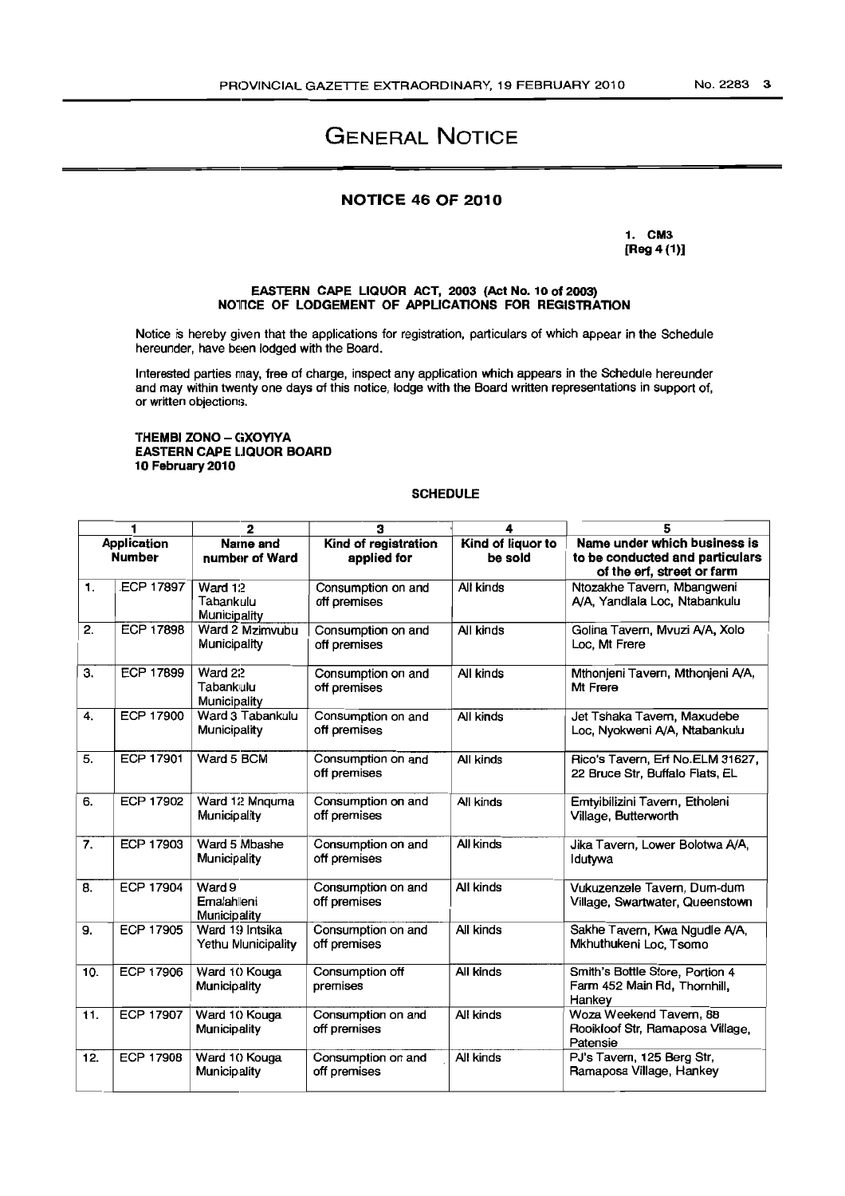# General Notice

## NOTICE 46 OF 2010

1. CM3
[Reg 4 (1)]

**EASTERN CAPE LIQUOR ACT, 2003 (Act No. 10 of 2003)**
**NOTICE OF LODGEMENT OF APPLICATIONS FOR REGISTRATION**

Notice is hereby given that the applications for registration, particulars of which appear in the Schedule hereunder, have been lodged with the Board.

Interested parties may, free of charge, inspect any application which appears in the Schedule hereunder and may within twenty one days of this notice, lodge with the Board written representations in support of, or written objections.

**THEMBI ZONO – GXOYIYA**
**EASTERN CAPE LIQUOR BOARD**
**10 February 2010**

**SCHEDULE**

| 1 | | 2 | 3 | 4 | 5 |
|---|---|---|---|---|---|
| **Application Number** | | **Name and number of Ward** | **Kind of registration applied for** | **Kind of liquor to be sold** | **Name under which business is to be conducted and particulars of the erf, street or farm** |
| 1. | ECP 17897 | Ward 12 Tabankulu Municipality | Consumption on and off premises | All kinds | Ntozakhe Tavern, Mbangweni A/A, Yandlala Loc, Ntabankulu |
| 2. | ECP 17898 | Ward 2 Mzimvubu Municipality | Consumption on and off premises | All kinds | Golina Tavern, Mvuzi A/A, Xolo Loc, Mt Frere |
| 3. | ECP 17899 | Ward 22 Tabankulu Municipality | Consumption on and off premises | All kinds | Mthonjeni Tavern, Mthonjeni A/A, Mt Frere |
| 4. | ECP 17900 | Ward 3 Tabankulu Municipality | Consumption on and off premises | All kinds | Jet Tshaka Tavern, Maxudebe Loc, Nyokweni A/A, Ntabankulu |
| 5. | ECP 17901 | Ward 5 BCM | Consumption on and off premises | All kinds | Rico's Tavern, Erf No.ELM 31627, 22 Bruce Str, Buffalo Flats, EL |
| 6. | ECP 17902 | Ward 12 Mnquma Municipality | Consumption on and off premises | All kinds | Emtyibilizini Tavern, Etholeni Village, Butterworth |
| 7. | ECP 17903 | Ward 5 Mbashe Municipality | Consumption on and off premises | All kinds | Jika Tavern, Lower Bolotwa A/A, Idutywa |
| 8. | ECP 17904 | Ward 9 Emalahleni Municipality | Consumption on and off premises | All kinds | Vukuzenzele Tavern, Dum-dum Village, Swartwater, Queenstown |
| 9. | ECP 17905 | Ward 19 Intsika Yethu Municipality | Consumption on and off premises | All kinds | Sakhe Tavern, Kwa Ngudle A/A, Mkhuthukeni Loc, Tsomo |
| 10. | ECP 17906 | Ward 10 Kouga Municipality | Consumption off premises | All kinds | Smith's Bottle Store, Portion 4 Farm 452 Main Rd, Thornhill, Hankey |
| 11. | ECP 17907 | Ward 10 Kouga Municipality | Consumption on and off premises | All kinds | Woza Weekend Tavern, 88 Rooikloof Str, Ramaposa Village, Patensie |
| 12. | ECP 17908 | Ward 10 Kouga Municipality | Consumption on and off premises | All kinds | PJ's Tavern, 125 Berg Str, Ramaposa Village, Hankey |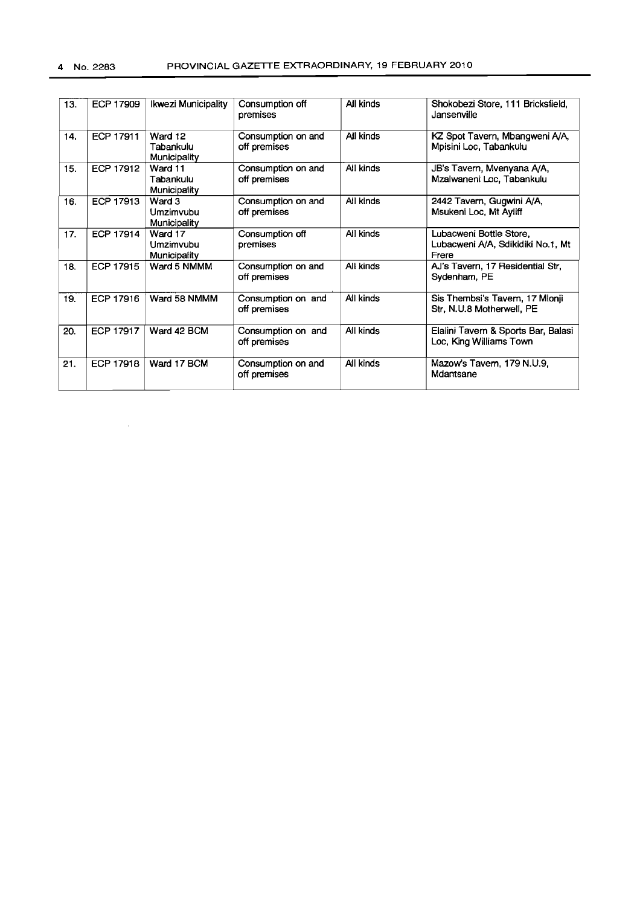| 13. | ECP 17909 | Ikwezi Municipality | Consumption off premises | All kinds | Shokobezi Store, 111 Bricksfield, Jansenville |
|---|---|---|---|---|---|
| 14. | ECP 17911 | Ward 12 Tabankulu Municipality | Consumption on and off premises | All kinds | KZ Spot Tavern, Mbangweni A/A, Mpisini Loc, Tabankulu |
| 15. | ECP 17912 | Ward 11 Tabankulu Municipality | Consumption on and off premises | All kinds | JB's Tavern, Mvenyana A/A, Mzalwaneni Loc, Tabankulu |
| 16. | ECP 17913 | Ward 3 Umzimvubu Municipality | Consumption on and off premises | All kinds | 2442 Tavern, Gugwini A/A, Msukeni Loc, Mt Ayliff |
| 17. | ECP 17914 | Ward 17 Umzimvubu Municipality | Consumption off premises | All kinds | Lubacweni Bottle Store, Lubacweni A/A, Sdikidiki No.1, Mt Frere |
| 18. | ECP 17915 | Ward 5 NMMM | Consumption on and off premises | All kinds | AJ's Tavern, 17 Residential Str, Sydenham, PE |
| 19. | ECP 17916 | Ward 58 NMMM | Consumption on and off premises | All kinds | Sis Thembsi's Tavern, 17 Mlonji Str, N.U.8 Motherwell, PE |
| 20. | ECP 17917 | Ward 42 BCM | Consumption on and off premises | All kinds | Elalini Tavern & Sports Bar, Balasi Loc, King Williams Town |
| 21. | ECP 17918 | Ward 17 BCM | Consumption on and off premises | All kinds | Mazow's Tavern, 179 N.U.9, Mdantsane |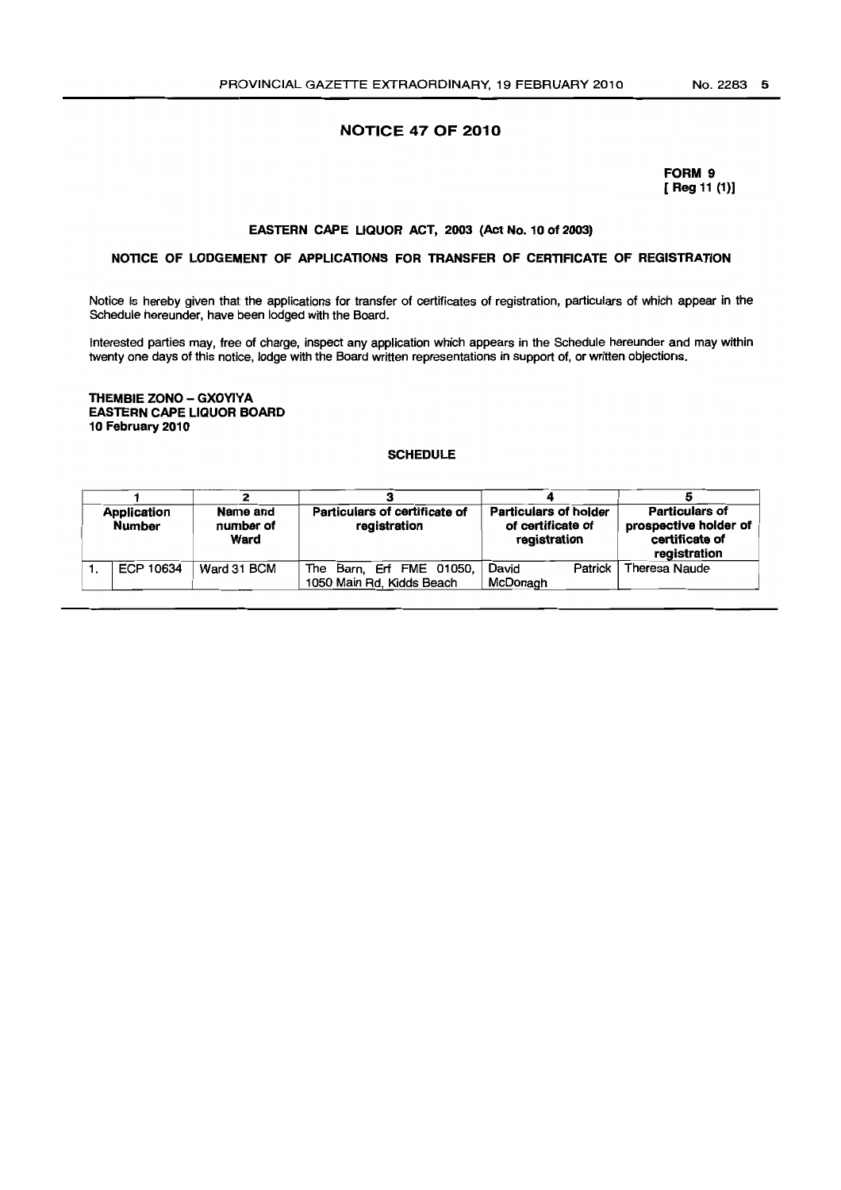## NOTICE 47 OF 2010

**FORM 9**
**[ Reg 11 (1)]**

### EASTERN CAPE LIQUOR ACT, 2003 (Act No. 10 of 2003)

### NOTICE OF LODGEMENT OF APPLICATIONS FOR TRANSFER OF CERTIFICATE OF REGISTRATION

Notice is hereby given that the applications for transfer of certificates of registration, particulars of which appear in the Schedule hereunder, have been lodged with the Board.

Interested parties may, free of charge, inspect any application which appears in the Schedule hereunder and may within twenty one days of this notice, lodge with the Board written representations in support of, or written objections.

**THEMBIE ZONO – GXOYIYA**
**EASTERN CAPE LIQUOR BOARD**
**10 February 2010**

**SCHEDULE**

| 1 | | 2 | 3 | 4 | 5 |
|---|---|---|---|---|---|
| **Application Number** | | **Name and number of Ward** | **Particulars of certificate of registration** | **Particulars of holder of certificate of registration** | **Particulars of prospective holder of certificate of registration** |
| 1. | ECP 10634 | Ward 31 BCM | The Barn, Erf FME 01050, 1050 Main Rd, Kidds Beach | David Patrick McDonagh | Theresa Naude |